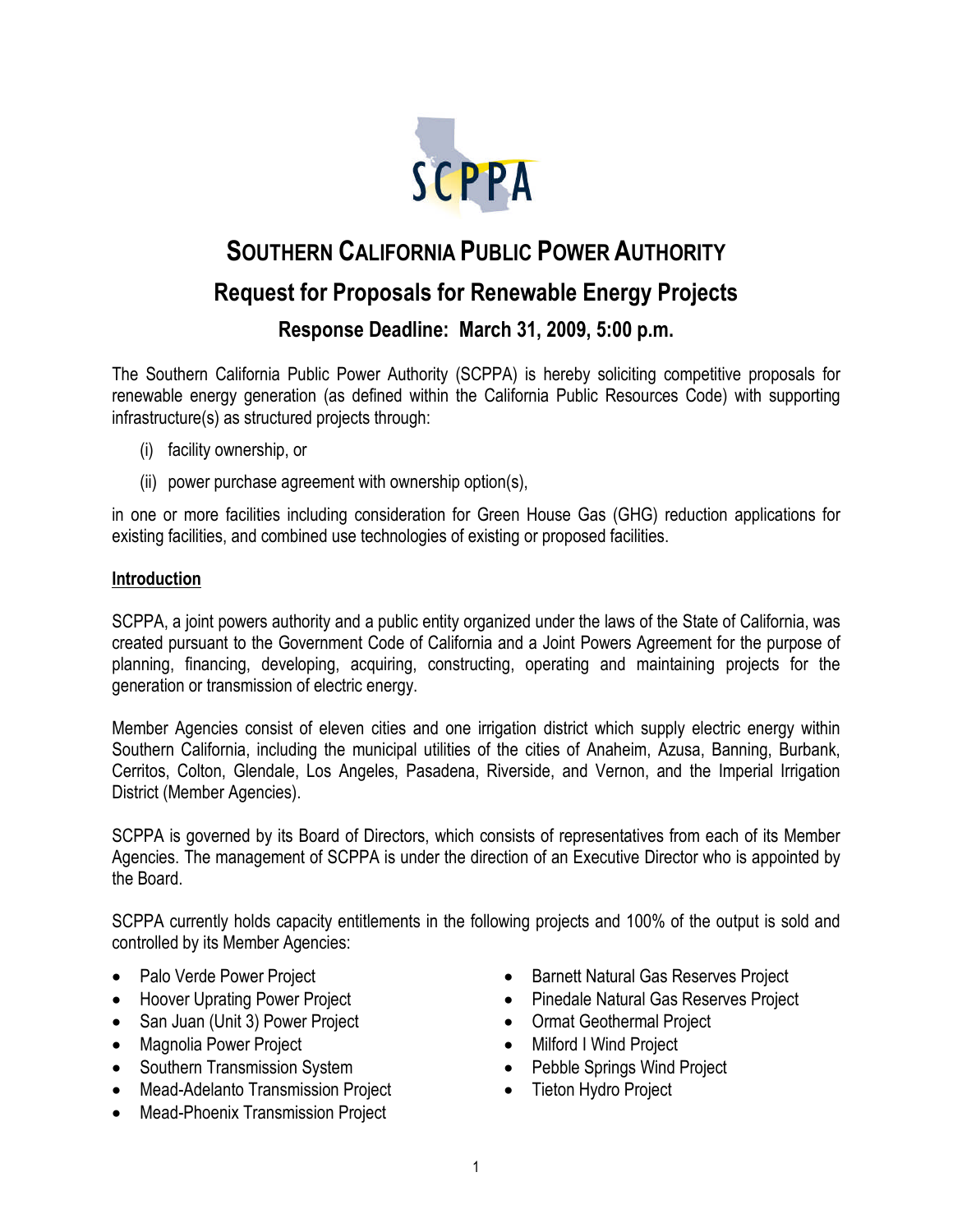# SOUTHERN CALIFORNIA PUBLIC POWER AUTHORITY

## Request for Proposals for Renewable Energy Projects

### Response Deadline: March 31, 2009, 5:00 p.m.

The Southern California Public Power Authority (SCPPA) is hereby soliciting competitive proposals for renewable energy generation (as defined within the California Public Resources Code) with supporting infrastructure(s) as structured projects through:

(i) facility ownership, or

(ii) power purchase agreement with ownership option(s),

in one or more facilities including consideration for Green House Gas (GHG) reduction applications for existing facilities, and combined use technologies of existing or proposed facilities.

**Introduction**

SCPPA, a joint powers authority and a public entity organized under the laws of the State of California, was created pursuant to the Government Code of California and a Joint Powers Agreement for the purpose of planning, financing, developing, acquiring, constructing, operating and maintaining projects for the generation or transmission of electric energy.

Member Agencies consist of eleven cities and one irrigation district which supply electric energy within Southern California, including the municipal utilities of the cities of Anaheim, Azusa, Banning, Burbank, Cerritos, Colton, Glendale, Los Angeles, Pasadena, Riverside, and Vernon, and the Imperial Irrigation District (Member Agencies).

SCPPA is governed by its Board of Directors, which consists of representatives from each of its Member Agencies. The management of SCPPA is under the direction of an Executive Director who is appointed by the Board.

SCPPA currently holds capacity entitlements in the following projects and 100% of the output is sold and controlled by its Member Agencies:

- Palo Verde Power Project
- Hoover Uprating Power Project
- San Juan (Unit 3) Power Project
- Magnolia Power Project
- Southern Transmission System
- Mead-Adelanto Transmission Project
- Mead-Phoenix Transmission Project
- Barnett Natural Gas Reserves Project
- Pinedale Natural Gas Reserves Project
- Ormat Geothermal Project
- Milford I Wind Project
- Pebble Springs Wind Project
- Tieton Hydro Project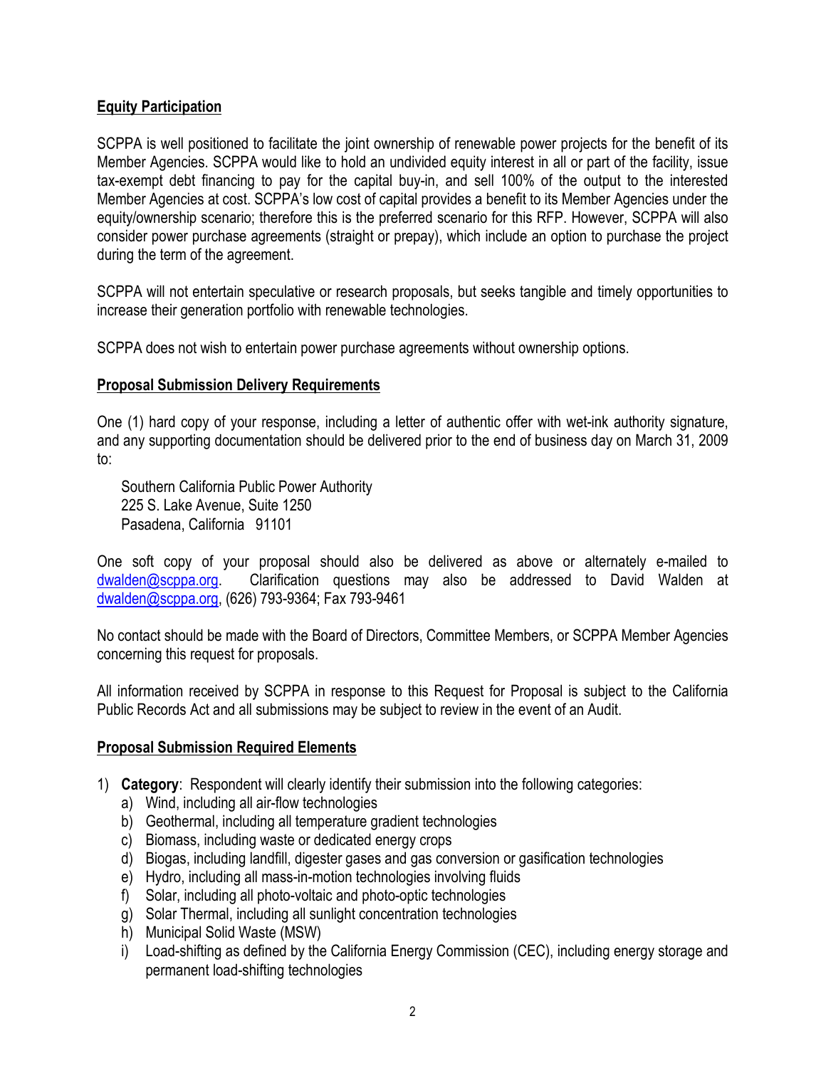**Equity Participation**

SCPPA is well positioned to facilitate the joint ownership of renewable power projects for the benefit of its Member Agencies. SCPPA would like to hold an undivided equity interest in all or part of the facility, issue tax-exempt debt financing to pay for the capital buy-in, and sell 100% of the output to the interested Member Agencies at cost. SCPPA's low cost of capital provides a benefit to its Member Agencies under the equity/ownership scenario; therefore this is the preferred scenario for this RFP. However, SCPPA will also consider power purchase agreements (straight or prepay), which include an option to purchase the project during the term of the agreement.

SCPPA will not entertain speculative or research proposals, but seeks tangible and timely opportunities to increase their generation portfolio with renewable technologies.

SCPPA does not wish to entertain power purchase agreements without ownership options.

**Proposal Submission Delivery Requirements**

One (1) hard copy of your response, including a letter of authentic offer with wet-ink authority signature, and any supporting documentation should be delivered prior to the end of business day on March 31, 2009 to:

Southern California Public Power Authority
225 S. Lake Avenue, Suite 1250
Pasadena, California 91101

One soft copy of your proposal should also be delivered as above or alternately e-mailed to dwalden@scppa.org. Clarification questions may also be addressed to David Walden at dwalden@scppa.org, (626) 793-9364; Fax 793-9461

No contact should be made with the Board of Directors, Committee Members, or SCPPA Member Agencies concerning this request for proposals.

All information received by SCPPA in response to this Request for Proposal is subject to the California Public Records Act and all submissions may be subject to review in the event of an Audit.

**Proposal Submission Required Elements**

1) **Category**: Respondent will clearly identify their submission into the following categories:
   a) Wind, including all air-flow technologies
   b) Geothermal, including all temperature gradient technologies
   c) Biomass, including waste or dedicated energy crops
   d) Biogas, including landfill, digester gases and gas conversion or gasification technologies
   e) Hydro, including all mass-in-motion technologies involving fluids
   f) Solar, including all photo-voltaic and photo-optic technologies
   g) Solar Thermal, including all sunlight concentration technologies
   h) Municipal Solid Waste (MSW)
   i) Load-shifting as defined by the California Energy Commission (CEC), including energy storage and permanent load-shifting technologies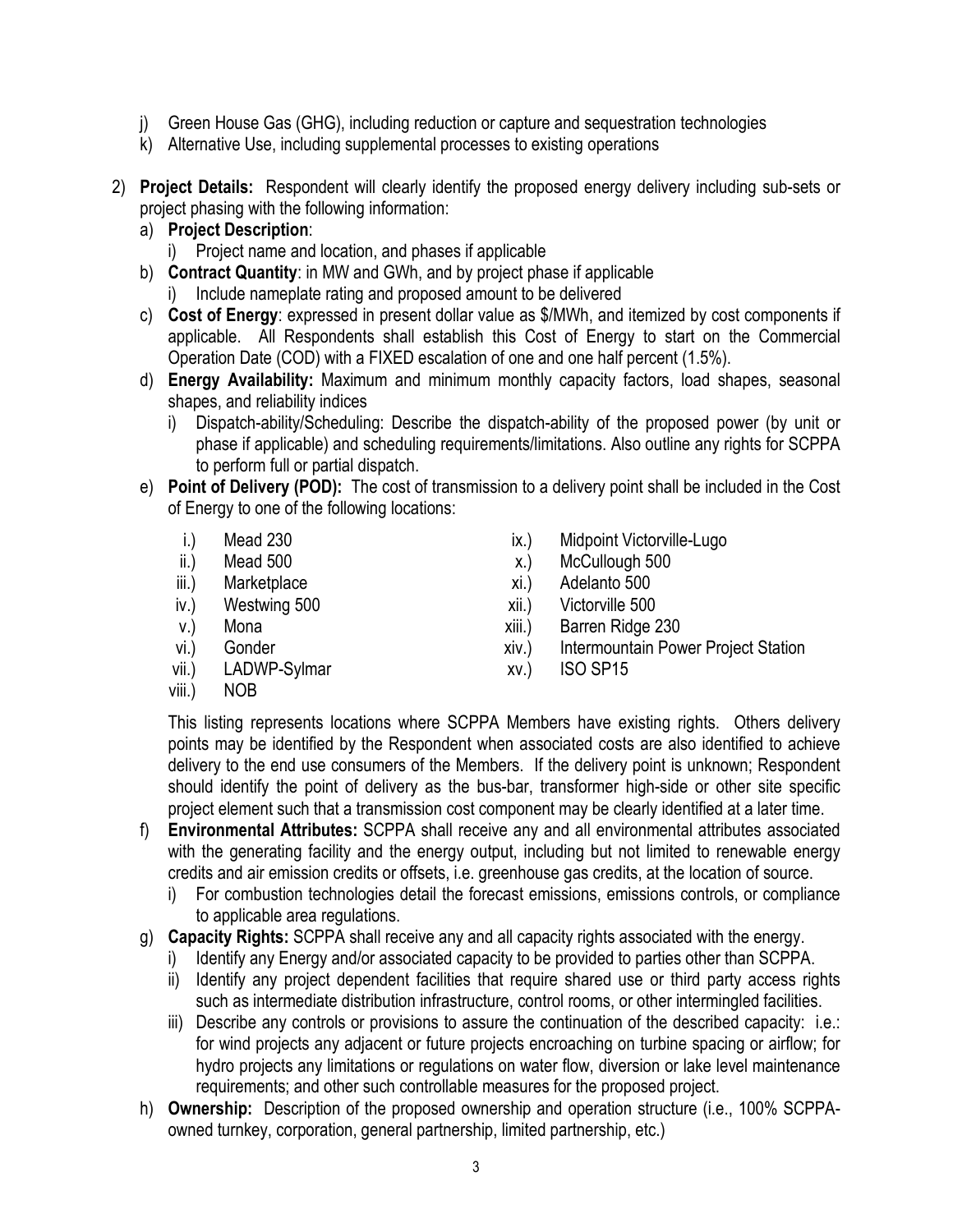j) Green House Gas (GHG), including reduction or capture and sequestration technologies
k) Alternative Use, including supplemental processes to existing operations

2) **Project Details:** Respondent will clearly identify the proposed energy delivery including sub-sets or project phasing with the following information:
   a) **Project Description**:
      i) Project name and location, and phases if applicable
   b) **Contract Quantity**: in MW and GWh, and by project phase if applicable
      i) Include nameplate rating and proposed amount to be delivered
   c) **Cost of Energy**: expressed in present dollar value as $/MWh, and itemized by cost components if applicable. All Respondents shall establish this Cost of Energy to start on the Commercial Operation Date (COD) with a FIXED escalation of one and one half percent (1.5%).
   d) **Energy Availability:** Maximum and minimum monthly capacity factors, load shapes, seasonal shapes, and reliability indices
      i) Dispatch-ability/Scheduling: Describe the dispatch-ability of the proposed power (by unit or phase if applicable) and scheduling requirements/limitations. Also outline any rights for SCPPA to perform full or partial dispatch.
   e) **Point of Delivery (POD):** The cost of transmission to a delivery point shall be included in the Cost of Energy to one of the following locations:

      i.) Mead 230
      ii.) Mead 500
      iii.) Marketplace
      iv.) Westwing 500
      v.) Mona
      vi.) Gonder
      vii.) LADWP-Sylmar
      viii.) NOB
      ix.) Midpoint Victorville-Lugo
      x.) McCullough 500
      xi.) Adelanto 500
      xii.) Victorville 500
      xiii.) Barren Ridge 230
      xiv.) Intermountain Power Project Station
      xv.) ISO SP15

      This listing represents locations where SCPPA Members have existing rights. Others delivery points may be identified by the Respondent when associated costs are also identified to achieve delivery to the end use consumers of the Members. If the delivery point is unknown; Respondent should identify the point of delivery as the bus-bar, transformer high-side or other site specific project element such that a transmission cost component may be clearly identified at a later time.
   f) **Environmental Attributes:** SCPPA shall receive any and all environmental attributes associated with the generating facility and the energy output, including but not limited to renewable energy credits and air emission credits or offsets, i.e. greenhouse gas credits, at the location of source.
      i) For combustion technologies detail the forecast emissions, emissions controls, or compliance to applicable area regulations.
   g) **Capacity Rights:** SCPPA shall receive any and all capacity rights associated with the energy.
      i) Identify any Energy and/or associated capacity to be provided to parties other than SCPPA.
      ii) Identify any project dependent facilities that require shared use or third party access rights such as intermediate distribution infrastructure, control rooms, or other intermingled facilities.
      iii) Describe any controls or provisions to assure the continuation of the described capacity: i.e.: for wind projects any adjacent or future projects encroaching on turbine spacing or airflow; for hydro projects any limitations or regulations on water flow, diversion or lake level maintenance requirements; and other such controllable measures for the proposed project.
   h) **Ownership:** Description of the proposed ownership and operation structure (i.e., 100% SCPPA-owned turnkey, corporation, general partnership, limited partnership, etc.)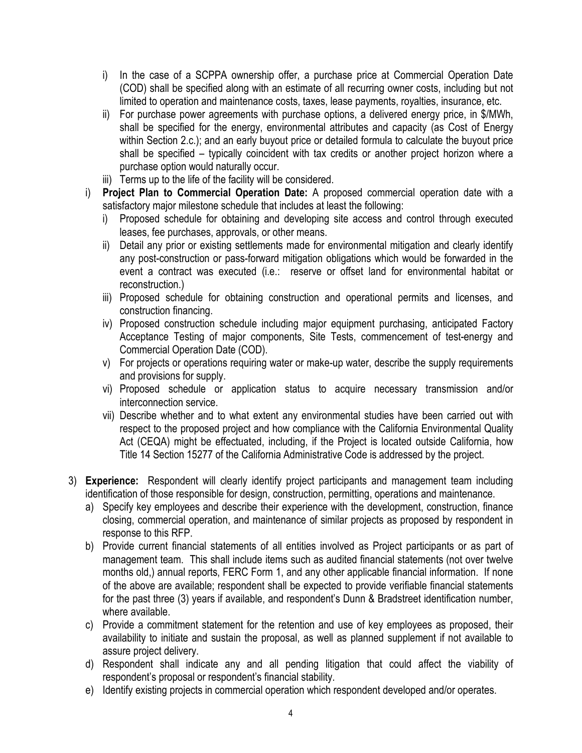- i) In the case of a SCPPA ownership offer, a purchase price at Commercial Operation Date (COD) shall be specified along with an estimate of all recurring owner costs, including but not limited to operation and maintenance costs, taxes, lease payments, royalties, insurance, etc.
   - ii) For purchase power agreements with purchase options, a delivered energy price, in $/MWh, shall be specified for the energy, environmental attributes and capacity (as Cost of Energy within Section 2.c.); and an early buyout price or detailed formula to calculate the buyout price shall be specified – typically coincident with tax credits or another project horizon where a purchase option would naturally occur.
   - iii) Terms up to the life of the facility will be considered.
- i) **Project Plan to Commercial Operation Date:** A proposed commercial operation date with a satisfactory major milestone schedule that includes at least the following:
   - i) Proposed schedule for obtaining and developing site access and control through executed leases, fee purchases, approvals, or other means.
   - ii) Detail any prior or existing settlements made for environmental mitigation and clearly identify any post-construction or pass-forward mitigation obligations which would be forwarded in the event a contract was executed (i.e.: reserve or offset land for environmental habitat or reconstruction.)
   - iii) Proposed schedule for obtaining construction and operational permits and licenses, and construction financing.
   - iv) Proposed construction schedule including major equipment purchasing, anticipated Factory Acceptance Testing of major components, Site Tests, commencement of test-energy and Commercial Operation Date (COD).
   - v) For projects or operations requiring water or make-up water, describe the supply requirements and provisions for supply.
   - vi) Proposed schedule or application status to acquire necessary transmission and/or interconnection service.
   - vii) Describe whether and to what extent any environmental studies have been carried out with respect to the proposed project and how compliance with the California Environmental Quality Act (CEQA) might be effectuated, including, if the Project is located outside California, how Title 14 Section 15277 of the California Administrative Code is addressed by the project.

3) **Experience:** Respondent will clearly identify project participants and management team including identification of those responsible for design, construction, permitting, operations and maintenance.
   - a) Specify key employees and describe their experience with the development, construction, finance closing, commercial operation, and maintenance of similar projects as proposed by respondent in response to this RFP.
   - b) Provide current financial statements of all entities involved as Project participants or as part of management team. This shall include items such as audited financial statements (not over twelve months old,) annual reports, FERC Form 1, and any other applicable financial information. If none of the above are available; respondent shall be expected to provide verifiable financial statements for the past three (3) years if available, and respondent's Dunn & Bradstreet identification number, where available.
   - c) Provide a commitment statement for the retention and use of key employees as proposed, their availability to initiate and sustain the proposal, as well as planned supplement if not available to assure project delivery.
   - d) Respondent shall indicate any and all pending litigation that could affect the viability of respondent's proposal or respondent's financial stability.
   - e) Identify existing projects in commercial operation which respondent developed and/or operates.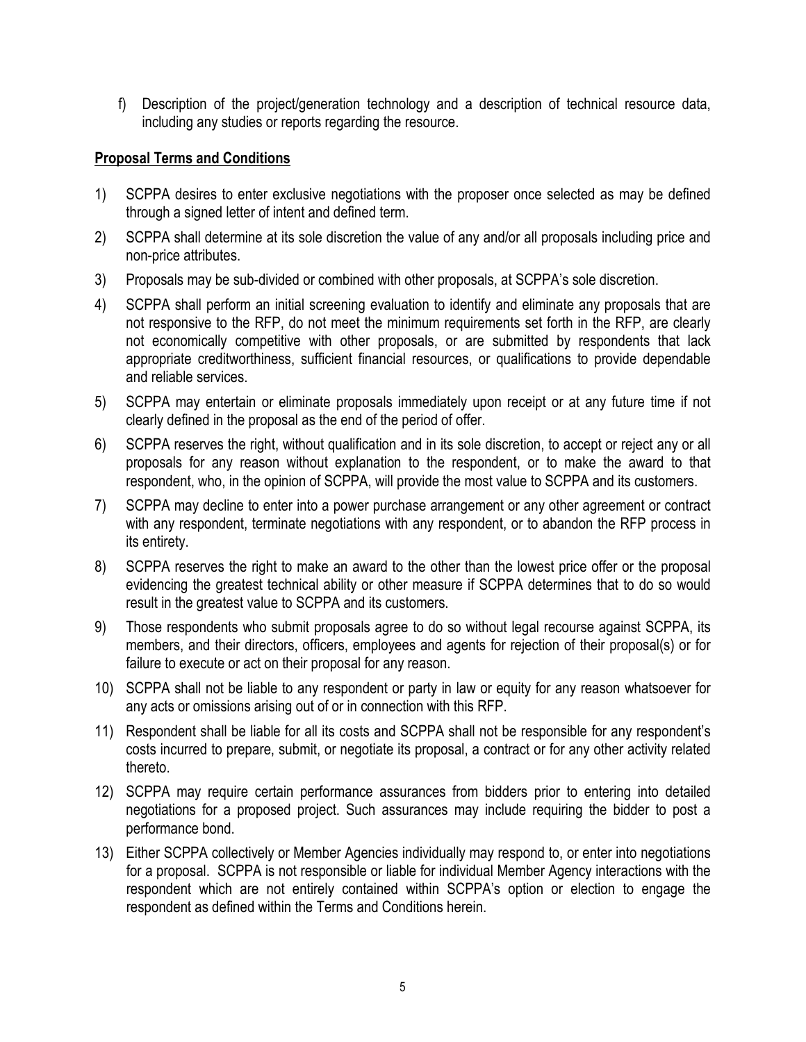f) Description of the project/generation technology and a description of technical resource data, including any studies or reports regarding the resource.

**Proposal Terms and Conditions**

1) SCPPA desires to enter exclusive negotiations with the proposer once selected as may be defined through a signed letter of intent and defined term.
2) SCPPA shall determine at its sole discretion the value of any and/or all proposals including price and non-price attributes.
3) Proposals may be sub-divided or combined with other proposals, at SCPPA's sole discretion.
4) SCPPA shall perform an initial screening evaluation to identify and eliminate any proposals that are not responsive to the RFP, do not meet the minimum requirements set forth in the RFP, are clearly not economically competitive with other proposals, or are submitted by respondents that lack appropriate creditworthiness, sufficient financial resources, or qualifications to provide dependable and reliable services.
5) SCPPA may entertain or eliminate proposals immediately upon receipt or at any future time if not clearly defined in the proposal as the end of the period of offer.
6) SCPPA reserves the right, without qualification and in its sole discretion, to accept or reject any or all proposals for any reason without explanation to the respondent, or to make the award to that respondent, who, in the opinion of SCPPA, will provide the most value to SCPPA and its customers.
7) SCPPA may decline to enter into a power purchase arrangement or any other agreement or contract with any respondent, terminate negotiations with any respondent, or to abandon the RFP process in its entirety.
8) SCPPA reserves the right to make an award to the other than the lowest price offer or the proposal evidencing the greatest technical ability or other measure if SCPPA determines that to do so would result in the greatest value to SCPPA and its customers.
9) Those respondents who submit proposals agree to do so without legal recourse against SCPPA, its members, and their directors, officers, employees and agents for rejection of their proposal(s) or for failure to execute or act on their proposal for any reason.
10) SCPPA shall not be liable to any respondent or party in law or equity for any reason whatsoever for any acts or omissions arising out of or in connection with this RFP.
11) Respondent shall be liable for all its costs and SCPPA shall not be responsible for any respondent's costs incurred to prepare, submit, or negotiate its proposal, a contract or for any other activity related thereto.
12) SCPPA may require certain performance assurances from bidders prior to entering into detailed negotiations for a proposed project. Such assurances may include requiring the bidder to post a performance bond.
13) Either SCPPA collectively or Member Agencies individually may respond to, or enter into negotiations for a proposal. SCPPA is not responsible or liable for individual Member Agency interactions with the respondent which are not entirely contained within SCPPA's option or election to engage the respondent as defined within the Terms and Conditions herein.